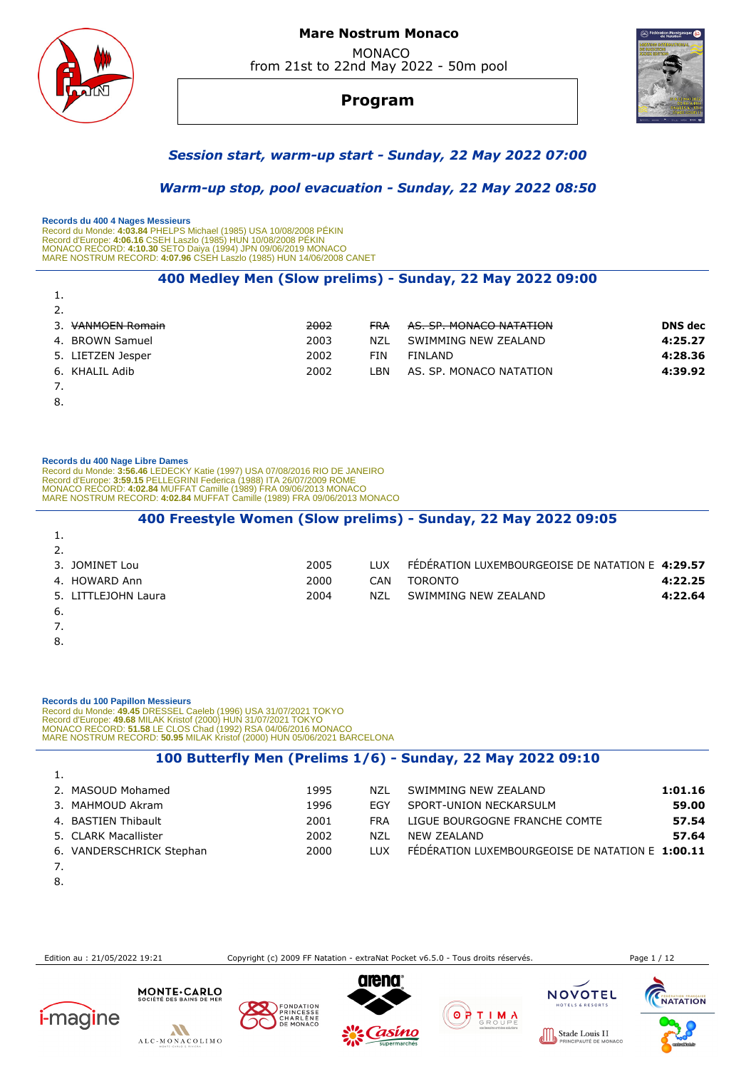# Mare Nostrum Monaco

MONACO
from 21st to 22nd May 2022 - 50m pool

## Program

### *Session start, warm-up start - Sunday, 22 May 2022 07:00*

### *Warm-up stop, pool evacuation - Sunday, 22 May 2022 08:50*

**Records du 400 4 Nages Messieurs**
Record du Monde: **4:03.84** PHELPS Michael (1985) USA 10/08/2008 PÉKIN
Record d'Europe: **4:06.16** CSEH Laszlo (1985) HUN 10/08/2008 PÉKIN
MONACO RECORD: **4:10.30** SETO Daiya (1994) JPN 09/06/2019 MONACO
MARE NOSTRUM RECORD: **4:07.96** CSEH Laszlo (1985) HUN 14/06/2008 CANET

### 400 Medley Men (Slow prelims) - Sunday, 22 May 2022 09:00

| | Name | Year | Nat | Club | Time |
|---|---|---|---|---|---|
| 1. | | | | | |
| 2. | | | | | |
| 3. | ~~VANMOEN Romain~~ | ~~2002~~ | ~~FRA~~ | ~~AS. SP. MONACO NATATION~~ | **DNS dec** |
| 4. | BROWN Samuel | 2003 | NZL | SWIMMING NEW ZEALAND | **4:25.27** |
| 5. | LIETZEN Jesper | 2002 | FIN | FINLAND | **4:28.36** |
| 6. | KHALIL Adib | 2002 | LBN | AS. SP. MONACO NATATION | **4:39.92** |
| 7. | | | | | |
| 8. | | | | | |

**Records du 400 Nage Libre Dames**
Record du Monde: **3:56.46** LEDECKY Katie (1997) USA 07/08/2016 RIO DE JANEIRO
Record d'Europe: **3:59.15** PELLEGRINI Federica (1988) ITA 26/07/2009 ROME
MONACO RECORD: **4:02.84** MUFFAT Camille (1989) FRA 09/06/2013 MONACO
MARE NOSTRUM RECORD: **4:02.84** MUFFAT Camille (1989) FRA 09/06/2013 MONACO

### 400 Freestyle Women (Slow prelims) - Sunday, 22 May 2022 09:05

| | Name | Year | Nat | Club | Time |
|---|---|---|---|---|---|
| 1. | | | | | |
| 2. | | | | | |
| 3. | JOMINET Lou | 2005 | LUX | FÉDÉRATION LUXEMBOURGEOISE DE NATATION E | **4:29.57** |
| 4. | HOWARD Ann | 2000 | CAN | TORONTO | **4:22.25** |
| 5. | LITTLEJOHN Laura | 2004 | NZL | SWIMMING NEW ZEALAND | **4:22.64** |
| 6. | | | | | |
| 7. | | | | | |
| 8. | | | | | |

**Records du 100 Papillon Messieurs**
Record du Monde: **49.45** DRESSEL Caeleb (1996) USA 31/07/2021 TOKYO
Record d'Europe: **49.68** MILAK Kristof (2000) HUN 31/07/2021 TOKYO
MONACO RECORD: **51.58** LE CLOS Chad (1992) RSA 04/06/2016 MONACO
MARE NOSTRUM RECORD: **50.95** MILAK Kristof (2000) HUN 05/06/2021 BARCELONA

### 100 Butterfly Men (Prelims 1/6) - Sunday, 22 May 2022 09:10

| | Name | Year | Nat | Club | Time |
|---|---|---|---|---|---|
| 1. | | | | | |
| 2. | MASOUD Mohamed | 1995 | NZL | SWIMMING NEW ZEALAND | **1:01.16** |
| 3. | MAHMOUD Akram | 1996 | EGY | SPORT-UNION NECKARSULM | **59.00** |
| 4. | BASTIEN Thibault | 2001 | FRA | LIGUE BOURGOGNE FRANCHE COMTE | **57.54** |
| 5. | CLARK Macallister | 2002 | NZL | NEW ZEALAND | **57.64** |
| 6. | VANDERSCHRICK Stephan | 2000 | LUX | FÉDÉRATION LUXEMBOURGEOISE DE NATATION E | **1:00.11** |
| 7. | | | | | |
| 8. | | | | | |

Edition au : 21/05/2022 19:21 — Copyright (c) 2009 FF Natation - extraNat Pocket v6.5.0 - Tous droits réservés.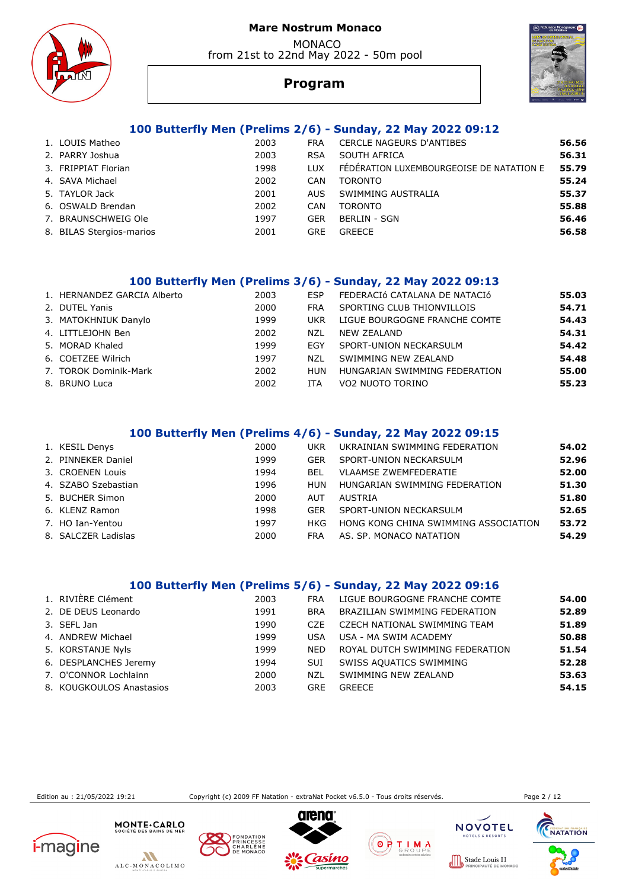# Mare Nostrum Monaco

MONACO
from 21st to 22nd May 2022 - 50m pool

## Program

### 100 Butterfly Men (Prelims 2/6) - Sunday, 22 May 2022 09:12

| | Name | Year | Nat | Club | Time |
|---|---|---|---|---|---|
| 1. | LOUIS Matheo | 2003 | FRA | CERCLE NAGEURS D'ANTIBES | **56.56** |
| 2. | PARRY Joshua | 2003 | RSA | SOUTH AFRICA | **56.31** |
| 3. | FRIPPIAT Florian | 1998 | LUX | FÉDÉRATION LUXEMBOURGEOISE DE NATATION E | **55.79** |
| 4. | SAVA Michael | 2002 | CAN | TORONTO | **55.24** |
| 5. | TAYLOR Jack | 2001 | AUS | SWIMMING AUSTRALIA | **55.37** |
| 6. | OSWALD Brendan | 2002 | CAN | TORONTO | **55.88** |
| 7. | BRAUNSCHWEIG Ole | 1997 | GER | BERLIN - SGN | **56.46** |
| 8. | BILAS Stergios-marios | 2001 | GRE | GREECE | **56.58** |

### 100 Butterfly Men (Prelims 3/6) - Sunday, 22 May 2022 09:13

| | Name | Year | Nat | Club | Time |
|---|---|---|---|---|---|
| 1. | HERNANDEZ GARCIA Alberto | 2003 | ESP | FEDERACIó CATALANA DE NATACIó | **55.03** |
| 2. | DUTEL Yanis | 2000 | FRA | SPORTING CLUB THIONVILLOIS | **54.71** |
| 3. | MATOKHNIUK Danylo | 1999 | UKR | LIGUE BOURGOGNE FRANCHE COMTE | **54.43** |
| 4. | LITTLEJOHN Ben | 2002 | NZL | NEW ZEALAND | **54.31** |
| 5. | MORAD Khaled | 1999 | EGY | SPORT-UNION NECKARSULM | **54.42** |
| 6. | COETZEE Wilrich | 1997 | NZL | SWIMMING NEW ZEALAND | **54.48** |
| 7. | TOROK Dominik-Mark | 2002 | HUN | HUNGARIAN SWIMMING FEDERATION | **55.00** |
| 8. | BRUNO Luca | 2002 | ITA | VO2 NUOTO TORINO | **55.23** |

### 100 Butterfly Men (Prelims 4/6) - Sunday, 22 May 2022 09:15

| | Name | Year | Nat | Club | Time |
|---|---|---|---|---|---|
| 1. | KESIL Denys | 2000 | UKR | UKRAINIAN SWIMMING FEDERATION | **54.02** |
| 2. | PINNEKER Daniel | 1999 | GER | SPORT-UNION NECKARSULM | **52.96** |
| 3. | CROENEN Louis | 1994 | BEL | VLAAMSE ZWEMFEDERATIE | **52.00** |
| 4. | SZABO Szebastian | 1996 | HUN | HUNGARIAN SWIMMING FEDERATION | **51.30** |
| 5. | BUCHER Simon | 2000 | AUT | AUSTRIA | **51.80** |
| 6. | KLENZ Ramon | 1998 | GER | SPORT-UNION NECKARSULM | **52.65** |
| 7. | HO Ian-Yentou | 1997 | HKG | HONG KONG CHINA SWIMMING ASSOCIATION | **53.72** |
| 8. | SALCZER Ladislas | 2000 | FRA | AS. SP. MONACO NATATION | **54.29** |

### 100 Butterfly Men (Prelims 5/6) - Sunday, 22 May 2022 09:16

| | Name | Year | Nat | Club | Time |
|---|---|---|---|---|---|
| 1. | RIVIÈRE Clément | 2003 | FRA | LIGUE BOURGOGNE FRANCHE COMTE | **54.00** |
| 2. | DE DEUS Leonardo | 1991 | BRA | BRAZILIAN SWIMMING FEDERATION | **52.89** |
| 3. | SEFL Jan | 1990 | CZE | CZECH NATIONAL SWIMMING TEAM | **51.89** |
| 4. | ANDREW Michael | 1999 | USA | USA - MA SWIM ACADEMY | **50.88** |
| 5. | KORSTANJE Nyls | 1999 | NED | ROYAL DUTCH SWIMMING FEDERATION | **51.54** |
| 6. | DESPLANCHES Jeremy | 1994 | SUI | SWISS AQUATICS SWIMMING | **52.28** |
| 7. | O'CONNOR Lochlainn | 2000 | NZL | SWIMMING NEW ZEALAND | **53.63** |
| 8. | KOUGKOULOS Anastasios | 2003 | GRE | GREECE | **54.15** |

Edition au : 21/05/2022 19:21 Copyright (c) 2009 FF Natation - extraNat Pocket v6.5.0 - Tous droits réservés.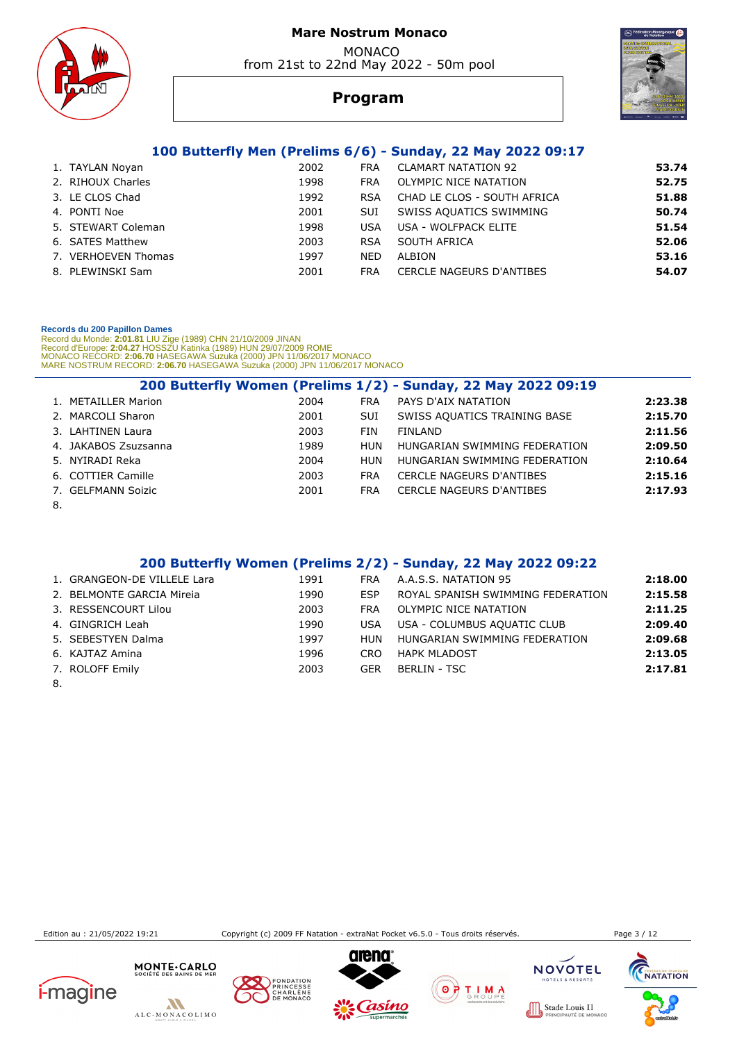# Mare Nostrum Monaco

MONACO
from 21st to 22nd May 2022 - 50m pool

## Program

### 100 Butterfly Men (Prelims 6/6) - Sunday, 22 May 2022 09:17

| | Name | Year | Nat | Club | Time |
|---|---|---|---|---|---|
| 1. | TAYLAN Noyan | 2002 | FRA | CLAMART NATATION 92 | **53.74** |
| 2. | RIHOUX Charles | 1998 | FRA | OLYMPIC NICE NATATION | **52.75** |
| 3. | LE CLOS Chad | 1992 | RSA | CHAD LE CLOS - SOUTH AFRICA | **51.88** |
| 4. | PONTI Noe | 2001 | SUI | SWISS AQUATICS SWIMMING | **50.74** |
| 5. | STEWART Coleman | 1998 | USA | USA - WOLFPACK ELITE | **51.54** |
| 6. | SATES Matthew | 2003 | RSA | SOUTH AFRICA | **52.06** |
| 7. | VERHOEVEN Thomas | 1997 | NED | ALBION | **53.16** |
| 8. | PLEWINSKI Sam | 2001 | FRA | CERCLE NAGEURS D'ANTIBES | **54.07** |

**Records du 200 Papillon Dames**
Record du Monde: **2:01.81** LIU Zige (1989) CHN 21/10/2009 JINAN
Record d'Europe: **2:04.27** HOSSZU Katinka (1989) HUN 29/07/2009 ROME
MONACO RECORD: **2:06.70** HASEGAWA Suzuka (2000) JPN 11/06/2017 MONACO
MARE NOSTRUM RECORD: **2:06.70** HASEGAWA Suzuka (2000) JPN 11/06/2017 MONACO

### 200 Butterfly Women (Prelims 1/2) - Sunday, 22 May 2022 09:19

| | Name | Year | Nat | Club | Time |
|---|---|---|---|---|---|
| 1. | METAILLER Marion | 2004 | FRA | PAYS D'AIX NATATION | **2:23.38** |
| 2. | MARCOLI Sharon | 2001 | SUI | SWISS AQUATICS TRAINING BASE | **2:15.70** |
| 3. | LAHTINEN Laura | 2003 | FIN | FINLAND | **2:11.56** |
| 4. | JAKABOS Zsuzsanna | 1989 | HUN | HUNGARIAN SWIMMING FEDERATION | **2:09.50** |
| 5. | NYIRADI Reka | 2004 | HUN | HUNGARIAN SWIMMING FEDERATION | **2:10.64** |
| 6. | COTTIER Camille | 2003 | FRA | CERCLE NAGEURS D'ANTIBES | **2:15.16** |
| 7. | GELFMANN Soizic | 2001 | FRA | CERCLE NAGEURS D'ANTIBES | **2:17.93** |
| 8. | | | | | |

### 200 Butterfly Women (Prelims 2/2) - Sunday, 22 May 2022 09:22

| | Name | Year | Nat | Club | Time |
|---|---|---|---|---|---|
| 1. | GRANGEON-DE VILLELE Lara | 1991 | FRA | A.A.S.S. NATATION 95 | **2:18.00** |
| 2. | BELMONTE GARCIA Mireia | 1990 | ESP | ROYAL SPANISH SWIMMING FEDERATION | **2:15.58** |
| 3. | RESSENCOURT Lilou | 2003 | FRA | OLYMPIC NICE NATATION | **2:11.25** |
| 4. | GINGRICH Leah | 1990 | USA | USA - COLUMBUS AQUATIC CLUB | **2:09.40** |
| 5. | SEBESTYEN Dalma | 1997 | HUN | HUNGARIAN SWIMMING FEDERATION | **2:09.68** |
| 6. | KAJTAZ Amina | 1996 | CRO | HAPK MLADOST | **2:13.05** |
| 7. | ROLOFF Emily | 2003 | GER | BERLIN - TSC | **2:17.81** |
| 8. | | | | | |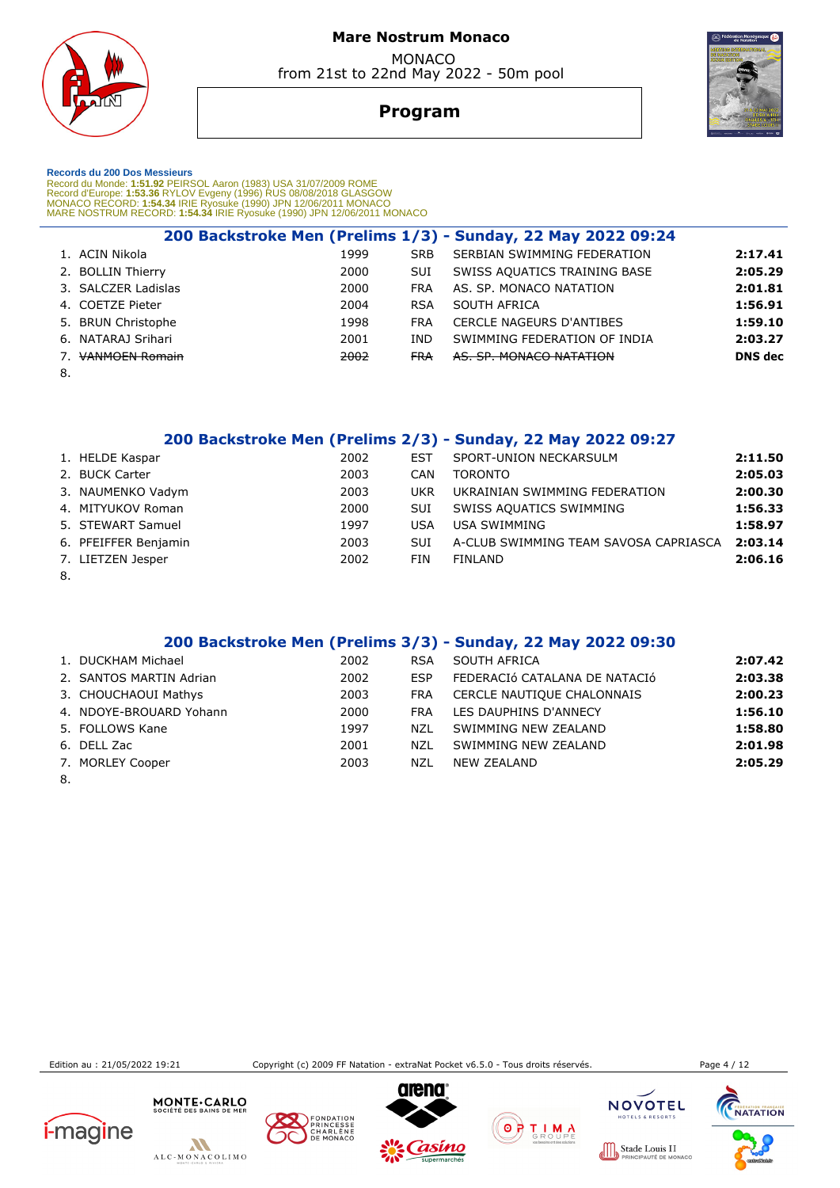# Mare Nostrum Monaco

MONACO
from 21st to 22nd May 2022 - 50m pool

## Program

**Records du 200 Dos Messieurs**
Record du Monde: **1:51.92** PEIRSOL Aaron (1983) USA 31/07/2009 ROME
Record d'Europe: **1:53.36** RYLOV Evgeny (1996) RUS 08/08/2018 GLASGOW
MONACO RECORD: **1:54.34** IRIE Ryosuke (1990) JPN 12/06/2011 MONACO
MARE NOSTRUM RECORD: **1:54.34** IRIE Ryosuke (1990) JPN 12/06/2011 MONACO

### 200 Backstroke Men (Prelims 1/3) - Sunday, 22 May 2022 09:24

| | Name | Year | Nat | Club | Time |
|---|---|---|---|---|---|
| 1. | ACIN Nikola | 1999 | SRB | SERBIAN SWIMMING FEDERATION | **2:17.41** |
| 2. | BOLLIN Thierry | 2000 | SUI | SWISS AQUATICS TRAINING BASE | **2:05.29** |
| 3. | SALCZER Ladislas | 2000 | FRA | AS. SP. MONACO NATATION | **2:01.81** |
| 4. | COETZE Pieter | 2004 | RSA | SOUTH AFRICA | **1:56.91** |
| 5. | BRUN Christophe | 1998 | FRA | CERCLE NAGEURS D'ANTIBES | **1:59.10** |
| 6. | NATARAJ Srihari | 2001 | IND | SWIMMING FEDERATION OF INDIA | **2:03.27** |
| 7. | ~~VANMOEN Romain~~ | ~~2002~~ | ~~FRA~~ | ~~AS. SP. MONACO NATATION~~ | **DNS dec** |
| 8. | | | | | |

### 200 Backstroke Men (Prelims 2/3) - Sunday, 22 May 2022 09:27

| | Name | Year | Nat | Club | Time |
|---|---|---|---|---|---|
| 1. | HELDE Kaspar | 2002 | EST | SPORT-UNION NECKARSULM | **2:11.50** |
| 2. | BUCK Carter | 2003 | CAN | TORONTO | **2:05.03** |
| 3. | NAUMENKO Vadym | 2003 | UKR | UKRAINIAN SWIMMING FEDERATION | **2:00.30** |
| 4. | MITYUKOV Roman | 2000 | SUI | SWISS AQUATICS SWIMMING | **1:56.33** |
| 5. | STEWART Samuel | 1997 | USA | USA SWIMMING | **1:58.97** |
| 6. | PFEIFFER Benjamin | 2003 | SUI | A-CLUB SWIMMING TEAM SAVOSA CAPRIASCA | **2:03.14** |
| 7. | LIETZEN Jesper | 2002 | FIN | FINLAND | **2:06.16** |
| 8. | | | | | |

### 200 Backstroke Men (Prelims 3/3) - Sunday, 22 May 2022 09:30

| | Name | Year | Nat | Club | Time |
|---|---|---|---|---|---|
| 1. | DUCKHAM Michael | 2002 | RSA | SOUTH AFRICA | **2:07.42** |
| 2. | SANTOS MARTIN Adrian | 2002 | ESP | FEDERACIó CATALANA DE NATACIó | **2:03.38** |
| 3. | CHOUCHAOUI Mathys | 2003 | FRA | CERCLE NAUTIQUE CHALONNAIS | **2:00.23** |
| 4. | NDOYE-BROUARD Yohann | 2000 | FRA | LES DAUPHINS D'ANNECY | **1:56.10** |
| 5. | FOLLOWS Kane | 1997 | NZL | SWIMMING NEW ZEALAND | **1:58.80** |
| 6. | DELL Zac | 2001 | NZL | SWIMMING NEW ZEALAND | **2:01.98** |
| 7. | MORLEY Cooper | 2003 | NZL | NEW ZEALAND | **2:05.29** |
| 8. | | | | | |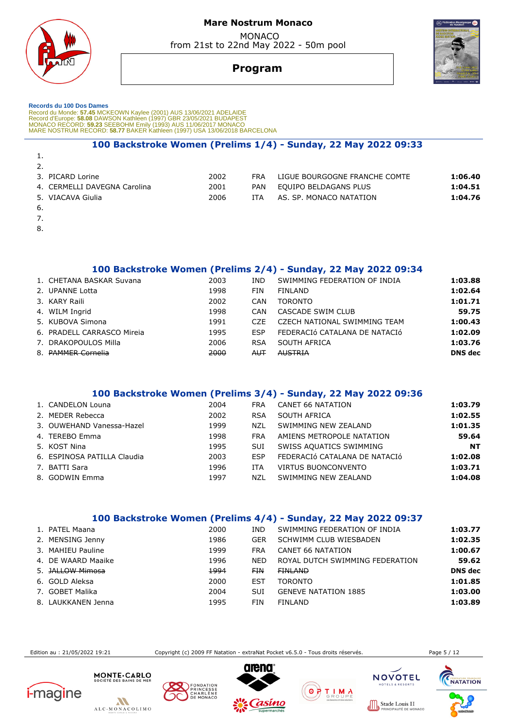**Mare Nostrum Monaco**

MONACO
from 21st to 22nd May 2022 - 50m pool

# Program

**Records du 100 Dos Dames**
Record du Monde: **57.45** MCKEOWN Kaylee (2001) AUS 13/06/2021 ADELAIDE
Record d'Europe: **58.08** DAWSON Kathleen (1997) GBR 23/05/2021 BUDAPEST
MONACO RECORD: **59.23** SEEBOHM Emily (1993) AUS 11/06/2017 MONACO
MARE NOSTRUM RECORD: **58.77** BAKER Kathleen (1997) USA 13/06/2018 BARCELONA

## 100 Backstroke Women (Prelims 1/4) - Sunday, 22 May 2022 09:33

| | Name | Year | Nat | Club | Time |
|---|---|---|---|---|---|
| 1. | | | | | |
| 2. | | | | | |
| 3. | PICARD Lorine | 2002 | FRA | LIGUE BOURGOGNE FRANCHE COMTE | **1:06.40** |
| 4. | CERMELLI DAVEGNA Carolina | 2001 | PAN | EQUIPO BELDAGANS PLUS | **1:04.51** |
| 5. | VIACAVA Giulia | 2006 | ITA | AS. SP. MONACO NATATION | **1:04.76** |
| 6. | | | | | |
| 7. | | | | | |
| 8. | | | | | |

## 100 Backstroke Women (Prelims 2/4) - Sunday, 22 May 2022 09:34

| | Name | Year | Nat | Club | Time |
|---|---|---|---|---|---|
| 1. | CHETANA BASKAR Suvana | 2003 | IND | SWIMMING FEDERATION OF INDIA | **1:03.88** |
| 2. | UPANNE Lotta | 1998 | FIN | FINLAND | **1:02.64** |
| 3. | KARY Raili | 2002 | CAN | TORONTO | **1:01.71** |
| 4. | WILM Ingrid | 1998 | CAN | CASCADE SWIM CLUB | **59.75** |
| 5. | KUBOVA Simona | 1991 | CZE | CZECH NATIONAL SWIMMING TEAM | **1:00.43** |
| 6. | PRADELL CARRASCO Mireia | 1995 | ESP | FEDERACIó CATALANA DE NATACIó | **1:02.09** |
| 7. | DRAKOPOULOS Milla | 2006 | RSA | SOUTH AFRICA | **1:03.76** |
| 8. | ~~PAMMER Cornelia~~ | ~~2000~~ | ~~AUT~~ | ~~AUSTRIA~~ | **DNS dec** |

## 100 Backstroke Women (Prelims 3/4) - Sunday, 22 May 2022 09:36

| | Name | Year | Nat | Club | Time |
|---|---|---|---|---|---|
| 1. | CANDELON Louna | 2004 | FRA | CANET 66 NATATION | **1:03.79** |
| 2. | MEDER Rebecca | 2002 | RSA | SOUTH AFRICA | **1:02.55** |
| 3. | OUWEHAND Vanessa-Hazel | 1999 | NZL | SWIMMING NEW ZEALAND | **1:01.35** |
| 4. | TEREBO Emma | 1998 | FRA | AMIENS METROPOLE NATATION | **59.64** |
| 5. | KOST Nina | 1995 | SUI | SWISS AQUATICS SWIMMING | **NT** |
| 6. | ESPINOSA PATILLA Claudia | 2003 | ESP | FEDERACIó CATALANA DE NATACIó | **1:02.08** |
| 7. | BATTI Sara | 1996 | ITA | VIRTUS BUONCONVENTO | **1:03.71** |
| 8. | GODWIN Emma | 1997 | NZL | SWIMMING NEW ZEALAND | **1:04.08** |

## 100 Backstroke Women (Prelims 4/4) - Sunday, 22 May 2022 09:37

| | Name | Year | Nat | Club | Time |
|---|---|---|---|---|---|
| 1. | PATEL Maana | 2000 | IND | SWIMMING FEDERATION OF INDIA | **1:03.77** |
| 2. | MENSING Jenny | 1986 | GER | SCHWIMM CLUB WIESBADEN | **1:02.35** |
| 3. | MAHIEU Pauline | 1999 | FRA | CANET 66 NATATION | **1:00.67** |
| 4. | DE WAARD Maaike | 1996 | NED | ROYAL DUTCH SWIMMING FEDERATION | **59.62** |
| 5. | ~~JALLOW Mimosa~~ | ~~1994~~ | ~~FIN~~ | ~~FINLAND~~ | **DNS dec** |
| 6. | GOLD Aleksa | 2000 | EST | TORONTO | **1:01.85** |
| 7. | GOBET Malika | 2004 | SUI | GENEVE NATATION 1885 | **1:03.00** |
| 8. | LAUKKANEN Jenna | 1995 | FIN | FINLAND | **1:03.89** |

Edition au : 21/05/2022 19:21 — Copyright (c) 2009 FF Natation - extraNat Pocket v6.5.0 - Tous droits réservés.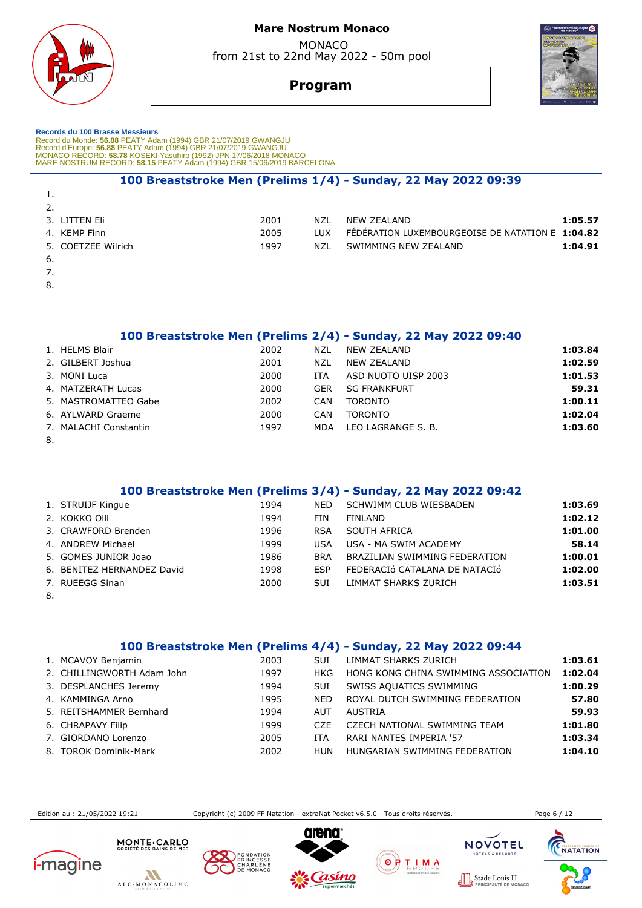# Mare Nostrum Monaco

MONACO
from 21st to 22nd May 2022 - 50m pool

## Program

**Records du 100 Brasse Messieurs**
Record du Monde: **56.88** PEATY Adam (1994) GBR 21/07/2019 GWANGJU
Record d'Europe: **56.88** PEATY Adam (1994) GBR 21/07/2019 GWANGJU
MONACO RECORD: **58.78** KOSEKI Yasuhiro (1992) JPN 17/06/2018 MONACO
MARE NOSTRUM RECORD: **58.15** PEATY Adam (1994) GBR 15/06/2019 BARCELONA

### 100 Breaststroke Men (Prelims 1/4) - Sunday, 22 May 2022 09:39

| Lane | Name | Year | Nat | Club | Time |
|---|---|---|---|---|---|
| 1. | | | | | |
| 2. | | | | | |
| 3. | LITTEN Eli | 2001 | NZL | NEW ZEALAND | **1:05.57** |
| 4. | KEMP Finn | 2005 | LUX | FÉDÉRATION LUXEMBOURGEOISE DE NATATION E | **1:04.82** |
| 5. | COETZEE Wilrich | 1997 | NZL | SWIMMING NEW ZEALAND | **1:04.91** |
| 6. | | | | | |
| 7. | | | | | |
| 8. | | | | | |

### 100 Breaststroke Men (Prelims 2/4) - Sunday, 22 May 2022 09:40

| Lane | Name | Year | Nat | Club | Time |
|---|---|---|---|---|---|
| 1. | HELMS Blair | 2002 | NZL | NEW ZEALAND | **1:03.84** |
| 2. | GILBERT Joshua | 2001 | NZL | NEW ZEALAND | **1:02.59** |
| 3. | MONI Luca | 2000 | ITA | ASD NUOTO UISP 2003 | **1:01.53** |
| 4. | MATZERATH Lucas | 2000 | GER | SG FRANKFURT | **59.31** |
| 5. | MASTROMATTEO Gabe | 2002 | CAN | TORONTO | **1:00.11** |
| 6. | AYLWARD Graeme | 2000 | CAN | TORONTO | **1:02.04** |
| 7. | MALACHI Constantin | 1997 | MDA | LEO LAGRANGE S. B. | **1:03.60** |
| 8. | | | | | |

### 100 Breaststroke Men (Prelims 3/4) - Sunday, 22 May 2022 09:42

| Lane | Name | Year | Nat | Club | Time |
|---|---|---|---|---|---|
| 1. | STRUIJF Kingue | 1994 | NED | SCHWIMM CLUB WIESBADEN | **1:03.69** |
| 2. | KOKKO Olli | 1994 | FIN | FINLAND | **1:02.12** |
| 3. | CRAWFORD Brenden | 1996 | RSA | SOUTH AFRICA | **1:01.00** |
| 4. | ANDREW Michael | 1999 | USA | USA - MA SWIM ACADEMY | **58.14** |
| 5. | GOMES JUNIOR Joao | 1986 | BRA | BRAZILIAN SWIMMING FEDERATION | **1:00.01** |
| 6. | BENITEZ HERNANDEZ David | 1998 | ESP | FEDERACIó CATALANA DE NATACIó | **1:02.00** |
| 7. | RUEEGG Sinan | 2000 | SUI | LIMMAT SHARKS ZURICH | **1:03.51** |
| 8. | | | | | |

### 100 Breaststroke Men (Prelims 4/4) - Sunday, 22 May 2022 09:44

| Lane | Name | Year | Nat | Club | Time |
|---|---|---|---|---|---|
| 1. | MCAVOY Benjamin | 2003 | SUI | LIMMAT SHARKS ZURICH | **1:03.61** |
| 2. | CHILLINGWORTH Adam John | 1997 | HKG | HONG KONG CHINA SWIMMING ASSOCIATION | **1:02.04** |
| 3. | DESPLANCHES Jeremy | 1994 | SUI | SWISS AQUATICS SWIMMING | **1:00.29** |
| 4. | KAMMINGA Arno | 1995 | NED | ROYAL DUTCH SWIMMING FEDERATION | **57.80** |
| 5. | REITSHAMMER Bernhard | 1994 | AUT | AUSTRIA | **59.93** |
| 6. | CHRAPAVY Filip | 1999 | CZE | CZECH NATIONAL SWIMMING TEAM | **1:01.80** |
| 7. | GIORDANO Lorenzo | 2005 | ITA | RARI NANTES IMPERIA '57 | **1:03.34** |
| 8. | TOROK Dominik-Mark | 2002 | HUN | HUNGARIAN SWIMMING FEDERATION | **1:04.10** |

Edition au : 21/05/2022 19:21 — Copyright (c) 2009 FF Natation - extraNat Pocket v6.5.0 - Tous droits réservés.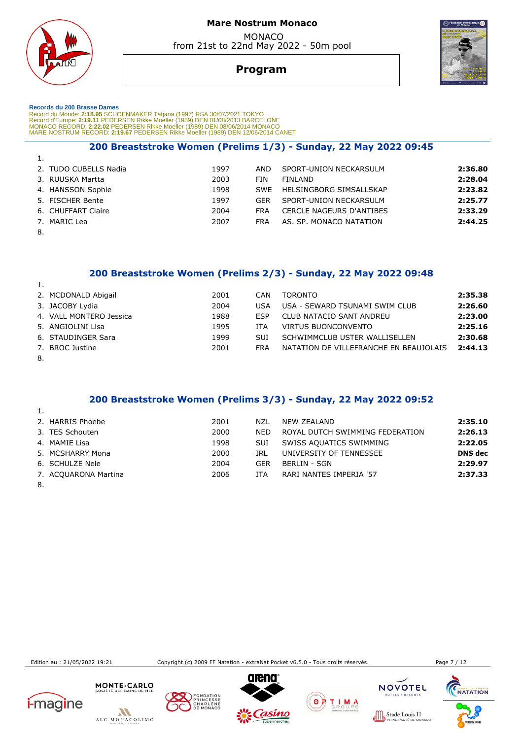# Mare Nostrum Monaco

MONACO
from 21st to 22nd May 2022 - 50m pool

## Program

**Records du 200 Brasse Dames**
Record du Monde: **2:18.95** SCHOENMAKER Tatjana (1997) RSA 30/07/2021 TOKYO
Record d'Europe: **2:19.11** PEDERSEN Rikke Moeller (1989) DEN 01/08/2013 BARCELONE
MONACO RECORD: **2:22.02** PEDERSEN Rikke Moeller (1989) DEN 08/06/2014 MONACO
MARE NOSTRUM RECORD: **2:19.67** PEDERSEN Rikke Moeller (1989) DEN 12/06/2014 CANET

### 200 Breaststroke Women (Prelims 1/3) - Sunday, 22 May 2022 09:45

| Lane | Name | Year | Nat | Club | Time |
|---|---|---|---|---|---|
| 1. | | | | | |
| 2. | TUDO CUBELLS Nadia | 1997 | AND | SPORT-UNION NECKARSULM | **2:36.80** |
| 3. | RUUSKA Martta | 2003 | FIN | FINLAND | **2:28.04** |
| 4. | HANSSON Sophie | 1998 | SWE | HELSINGBORG SIMSALLSKAP | **2:23.82** |
| 5. | FISCHER Bente | 1997 | GER | SPORT-UNION NECKARSULM | **2:25.77** |
| 6. | CHUFFART Claire | 2004 | FRA | CERCLE NAGEURS D'ANTIBES | **2:33.29** |
| 7. | MARIC Lea | 2007 | FRA | AS. SP. MONACO NATATION | **2:44.25** |
| 8. | | | | | |

### 200 Breaststroke Women (Prelims 2/3) - Sunday, 22 May 2022 09:48

| Lane | Name | Year | Nat | Club | Time |
|---|---|---|---|---|---|
| 1. | | | | | |
| 2. | MCDONALD Abigail | 2001 | CAN | TORONTO | **2:35.38** |
| 3. | JACOBY Lydia | 2004 | USA | USA - SEWARD TSUNAMI SWIM CLUB | **2:26.60** |
| 4. | VALL MONTERO Jessica | 1988 | ESP | CLUB NATACIO SANT ANDREU | **2:23.00** |
| 5. | ANGIOLINI Lisa | 1995 | ITA | VIRTUS BUONCONVENTO | **2:25.16** |
| 6. | STAUDINGER Sara | 1999 | SUI | SCHWIMMCLUB USTER WALLISELLEN | **2:30.68** |
| 7. | BROC Justine | 2001 | FRA | NATATION DE VILLEFRANCHE EN BEAUJOLAIS | **2:44.13** |
| 8. | | | | | |

### 200 Breaststroke Women (Prelims 3/3) - Sunday, 22 May 2022 09:52

| Lane | Name | Year | Nat | Club | Time |
|---|---|---|---|---|---|
| 1. | | | | | |
| 2. | HARRIS Phoebe | 2001 | NZL | NEW ZEALAND | **2:35.10** |
| 3. | TES Schouten | 2000 | NED | ROYAL DUTCH SWIMMING FEDERATION | **2:26.13** |
| 4. | MAMIE Lisa | 1998 | SUI | SWISS AQUATICS SWIMMING | **2:22.05** |
| 5. | ~~MCSHARRY Mona~~ | ~~2000~~ | ~~IRL~~ | ~~UNIVERSITY OF TENNESSEE~~ | **DNS dec** |
| 6. | SCHULZE Nele | 2004 | GER | BERLIN - SGN | **2:29.97** |
| 7. | ACQUARONA Martina | 2006 | ITA | RARI NANTES IMPERIA '57 | **2:37.33** |
| 8. | | | | | |

Edition au : 21/05/2022 19:21 Copyright (c) 2009 FF Natation - extraNat Pocket v6.5.0 - Tous droits réservés.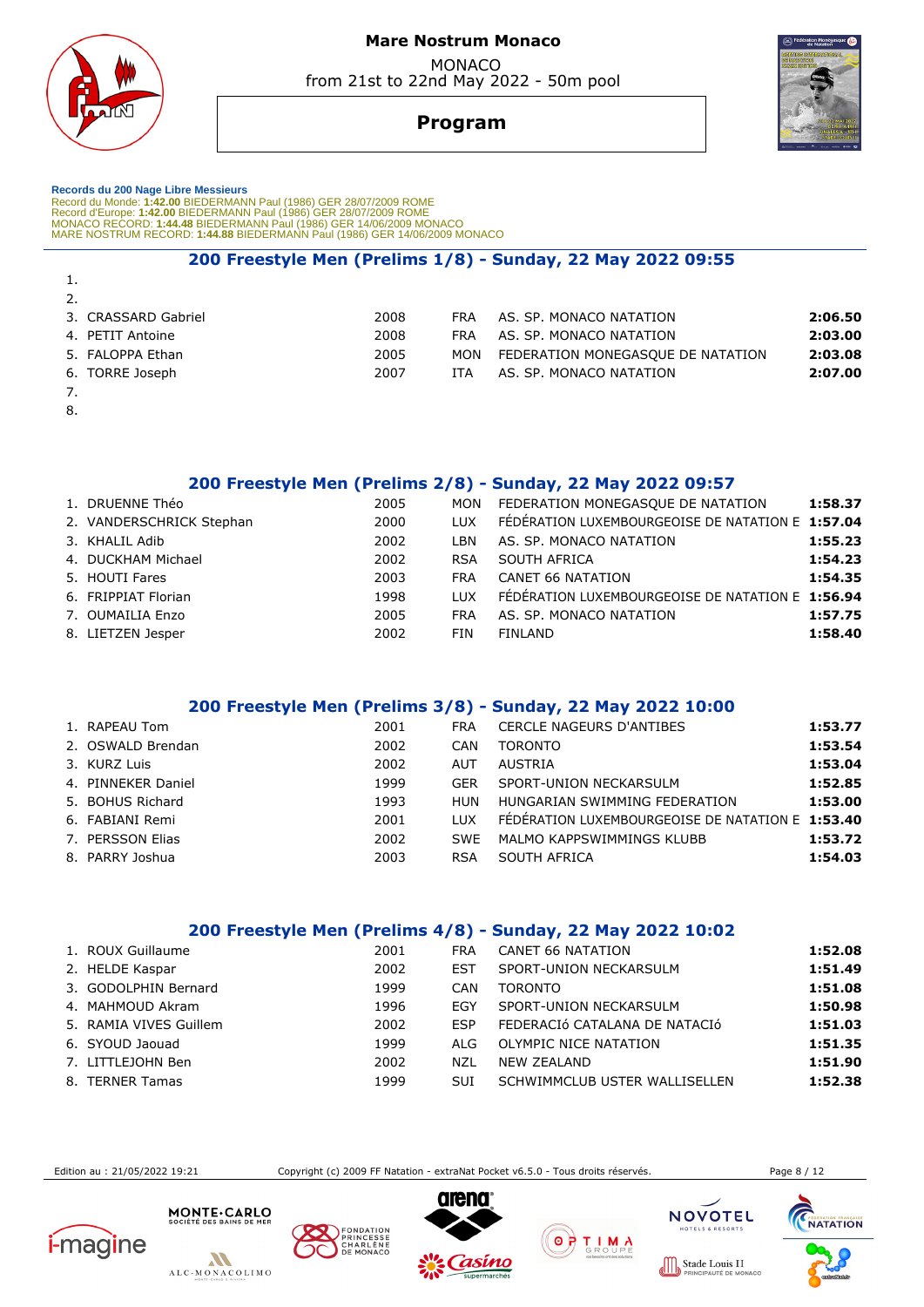# Mare Nostrum Monaco

MONACO
from 21st to 22nd May 2022 - 50m pool

## Program

**Records du 200 Nage Libre Messieurs**
Record du Monde: **1:42.00** BIEDERMANN Paul (1986) GER 28/07/2009 ROME
Record d'Europe: **1:42.00** BIEDERMANN Paul (1986) GER 28/07/2009 ROME
MONACO RECORD: **1:44.48** BIEDERMANN Paul (1986) GER 14/06/2009 MONACO
MARE NOSTRUM RECORD: **1:44.88** BIEDERMANN Paul (1986) GER 14/06/2009 MONACO

### 200 Freestyle Men (Prelims 1/8) - Sunday, 22 May 2022 09:55

| | Name | Year | Nat | Club | Time |
|---|---|---|---|---|---|
| 1. | | | | | |
| 2. | | | | | |
| 3. | CRASSARD Gabriel | 2008 | FRA | AS. SP. MONACO NATATION | **2:06.50** |
| 4. | PETIT Antoine | 2008 | FRA | AS. SP. MONACO NATATION | **2:03.00** |
| 5. | FALOPPA Ethan | 2005 | MON | FEDERATION MONEGASQUE DE NATATION | **2:03.08** |
| 6. | TORRE Joseph | 2007 | ITA | AS. SP. MONACO NATATION | **2:07.00** |
| 7. | | | | | |
| 8. | | | | | |

### 200 Freestyle Men (Prelims 2/8) - Sunday, 22 May 2022 09:57

| | Name | Year | Nat | Club | Time |
|---|---|---|---|---|---|
| 1. | DRUENNE Théo | 2005 | MON | FEDERATION MONEGASQUE DE NATATION | **1:58.37** |
| 2. | VANDERSCHRICK Stephan | 2000 | LUX | FÉDÉRATION LUXEMBOURGEOISE DE NATATION E | **1:57.04** |
| 3. | KHALIL Adib | 2002 | LBN | AS. SP. MONACO NATATION | **1:55.23** |
| 4. | DUCKHAM Michael | 2002 | RSA | SOUTH AFRICA | **1:54.23** |
| 5. | HOUTI Fares | 2003 | FRA | CANET 66 NATATION | **1:54.35** |
| 6. | FRIPPIAT Florian | 1998 | LUX | FÉDÉRATION LUXEMBOURGEOISE DE NATATION E | **1:56.94** |
| 7. | OUMAILIA Enzo | 2005 | FRA | AS. SP. MONACO NATATION | **1:57.75** |
| 8. | LIETZEN Jesper | 2002 | FIN | FINLAND | **1:58.40** |

### 200 Freestyle Men (Prelims 3/8) - Sunday, 22 May 2022 10:00

| | Name | Year | Nat | Club | Time |
|---|---|---|---|---|---|
| 1. | RAPEAU Tom | 2001 | FRA | CERCLE NAGEURS D'ANTIBES | **1:53.77** |
| 2. | OSWALD Brendan | 2002 | CAN | TORONTO | **1:53.54** |
| 3. | KURZ Luis | 2002 | AUT | AUSTRIA | **1:53.04** |
| 4. | PINNEKER Daniel | 1999 | GER | SPORT-UNION NECKARSULM | **1:52.85** |
| 5. | BOHUS Richard | 1993 | HUN | HUNGARIAN SWIMMING FEDERATION | **1:53.00** |
| 6. | FABIANI Remi | 2001 | LUX | FÉDÉRATION LUXEMBOURGEOISE DE NATATION E | **1:53.40** |
| 7. | PERSSON Elias | 2002 | SWE | MALMO KAPPSWIMMINGS KLUBB | **1:53.72** |
| 8. | PARRY Joshua | 2003 | RSA | SOUTH AFRICA | **1:54.03** |

### 200 Freestyle Men (Prelims 4/8) - Sunday, 22 May 2022 10:02

| | Name | Year | Nat | Club | Time |
|---|---|---|---|---|---|
| 1. | ROUX Guillaume | 2001 | FRA | CANET 66 NATATION | **1:52.08** |
| 2. | HELDE Kaspar | 2002 | EST | SPORT-UNION NECKARSULM | **1:51.49** |
| 3. | GODOLPHIN Bernard | 1999 | CAN | TORONTO | **1:51.08** |
| 4. | MAHMOUD Akram | 1996 | EGY | SPORT-UNION NECKARSULM | **1:50.98** |
| 5. | RAMIA VIVES Guillem | 2002 | ESP | FEDERACIó CATALANA DE NATACIÓ | **1:51.03** |
| 6. | SYOUD Jaouad | 1999 | ALG | OLYMPIC NICE NATATION | **1:51.35** |
| 7. | LITTLEJOHN Ben | 2002 | NZL | NEW ZEALAND | **1:51.90** |
| 8. | TERNER Tamas | 1999 | SUI | SCHWIMMCLUB USTER WALLISELLEN | **1:52.38** |

Edition au : 21/05/2022 19:21 — Copyright (c) 2009 FF Natation - extraNat Pocket v6.5.0 - Tous droits réservés.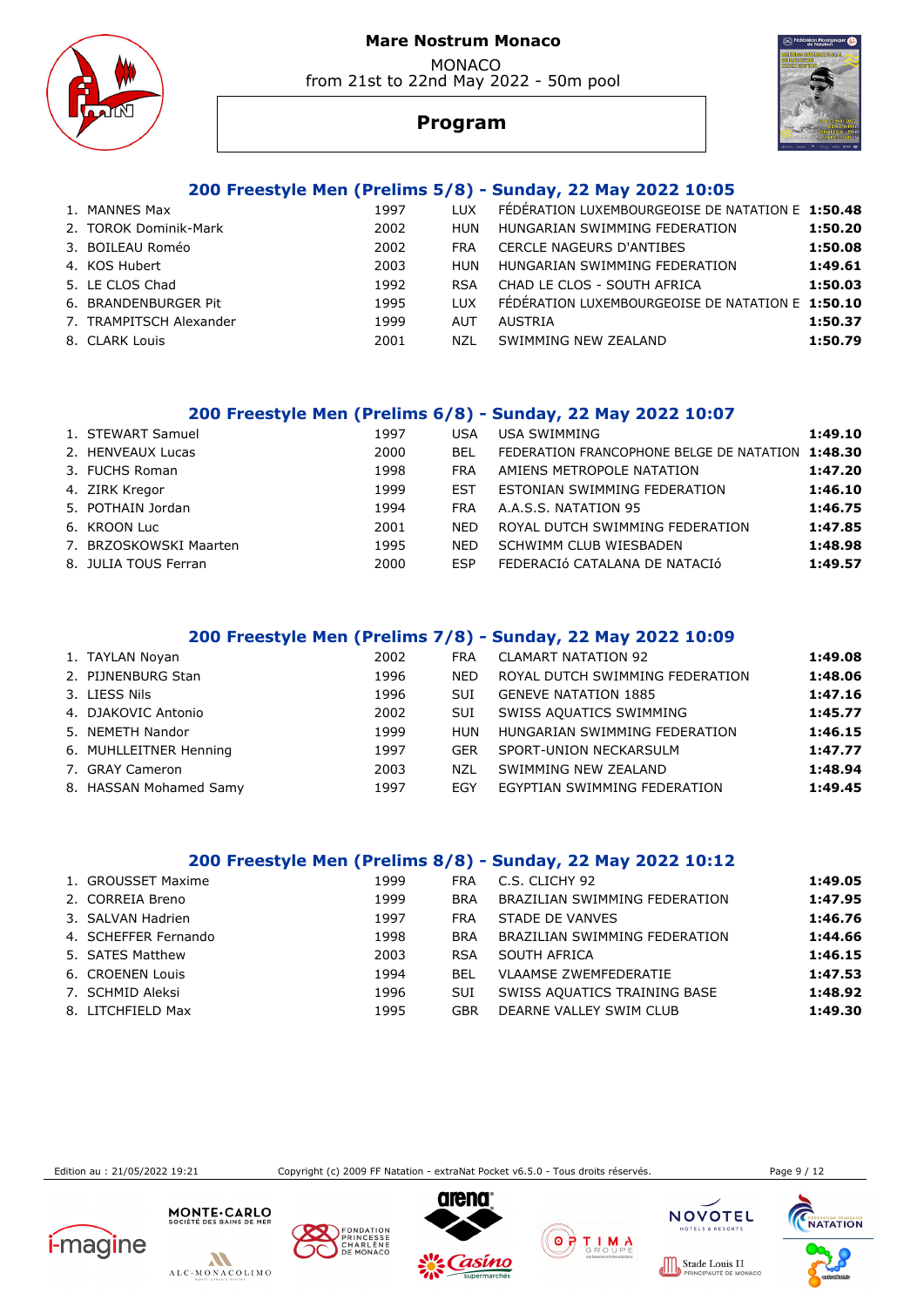# Mare Nostrum Monaco

MONACO
from 21st to 22nd May 2022 - 50m pool

## Program

### 200 Freestyle Men (Prelims 5/8) - Sunday, 22 May 2022 10:05

| | Name | Year | Nat | Club | Time |
|---|---|---|---|---|---|
| 1. | MANNES Max | 1997 | LUX | FÉDÉRATION LUXEMBOURGEOISE DE NATATION E | **1:50.48** |
| 2. | TOROK Dominik-Mark | 2002 | HUN | HUNGARIAN SWIMMING FEDERATION | **1:50.20** |
| 3. | BOILEAU Roméo | 2002 | FRA | CERCLE NAGEURS D'ANTIBES | **1:50.08** |
| 4. | KOS Hubert | 2003 | HUN | HUNGARIAN SWIMMING FEDERATION | **1:49.61** |
| 5. | LE CLOS Chad | 1992 | RSA | CHAD LE CLOS - SOUTH AFRICA | **1:50.03** |
| 6. | BRANDENBURGER Pit | 1995 | LUX | FÉDÉRATION LUXEMBOURGEOISE DE NATATION E | **1:50.10** |
| 7. | TRAMPITSCH Alexander | 1999 | AUT | AUSTRIA | **1:50.37** |
| 8. | CLARK Louis | 2001 | NZL | SWIMMING NEW ZEALAND | **1:50.79** |

### 200 Freestyle Men (Prelims 6/8) - Sunday, 22 May 2022 10:07

| | Name | Year | Nat | Club | Time |
|---|---|---|---|---|---|
| 1. | STEWART Samuel | 1997 | USA | USA SWIMMING | **1:49.10** |
| 2. | HENVEAUX Lucas | 2000 | BEL | FEDERATION FRANCOPHONE BELGE DE NATATION | **1:48.30** |
| 3. | FUCHS Roman | 1998 | FRA | AMIENS METROPOLE NATATION | **1:47.20** |
| 4. | ZIRK Kregor | 1999 | EST | ESTONIAN SWIMMING FEDERATION | **1:46.10** |
| 5. | POTHAIN Jordan | 1994 | FRA | A.A.S.S. NATATION 95 | **1:46.75** |
| 6. | KROON Luc | 2001 | NED | ROYAL DUTCH SWIMMING FEDERATION | **1:47.85** |
| 7. | BRZOSKOWSKI Maarten | 1995 | NED | SCHWIMM CLUB WIESBADEN | **1:48.98** |
| 8. | JULIA TOUS Ferran | 2000 | ESP | FEDERACIó CATALANA DE NATACIó | **1:49.57** |

### 200 Freestyle Men (Prelims 7/8) - Sunday, 22 May 2022 10:09

| | Name | Year | Nat | Club | Time |
|---|---|---|---|---|---|
| 1. | TAYLAN Noyan | 2002 | FRA | CLAMART NATATION 92 | **1:49.08** |
| 2. | PIJNENBURG Stan | 1996 | NED | ROYAL DUTCH SWIMMING FEDERATION | **1:48.06** |
| 3. | LIESS Nils | 1996 | SUI | GENEVE NATATION 1885 | **1:47.16** |
| 4. | DJAKOVIC Antonio | 2002 | SUI | SWISS AQUATICS SWIMMING | **1:45.77** |
| 5. | NEMETH Nandor | 1999 | HUN | HUNGARIAN SWIMMING FEDERATION | **1:46.15** |
| 6. | MUHLLEITNER Henning | 1997 | GER | SPORT-UNION NECKARSULM | **1:47.77** |
| 7. | GRAY Cameron | 2003 | NZL | SWIMMING NEW ZEALAND | **1:48.94** |
| 8. | HASSAN Mohamed Samy | 1997 | EGY | EGYPTIAN SWIMMING FEDERATION | **1:49.45** |

### 200 Freestyle Men (Prelims 8/8) - Sunday, 22 May 2022 10:12

| | Name | Year | Nat | Club | Time |
|---|---|---|---|---|---|
| 1. | GROUSSET Maxime | 1999 | FRA | C.S. CLICHY 92 | **1:49.05** |
| 2. | CORREIA Breno | 1999 | BRA | BRAZILIAN SWIMMING FEDERATION | **1:47.95** |
| 3. | SALVAN Hadrien | 1997 | FRA | STADE DE VANVES | **1:46.76** |
| 4. | SCHEFFER Fernando | 1998 | BRA | BRAZILIAN SWIMMING FEDERATION | **1:44.66** |
| 5. | SATES Matthew | 2003 | RSA | SOUTH AFRICA | **1:46.15** |
| 6. | CROENEN Louis | 1994 | BEL | VLAAMSE ZWEMFEDERATIE | **1:47.53** |
| 7. | SCHMID Aleksi | 1996 | SUI | SWISS AQUATICS TRAINING BASE | **1:48.92** |
| 8. | LITCHFIELD Max | 1995 | GBR | DEARNE VALLEY SWIM CLUB | **1:49.30** |

Edition au : 21/05/2022 19:21 Copyright (c) 2009 FF Natation - extraNat Pocket v6.5.0 - Tous droits réservés.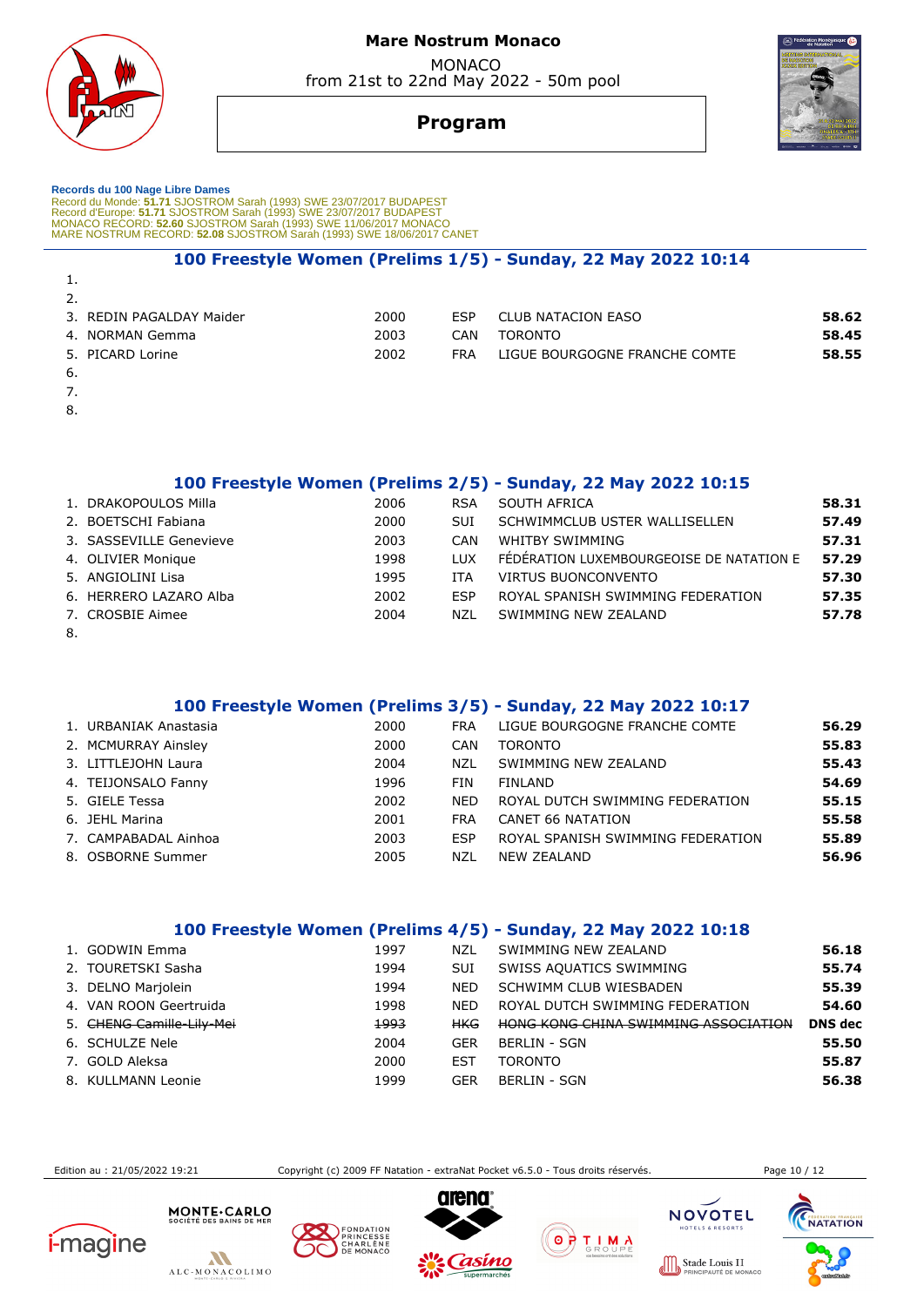# Mare Nostrum Monaco

MONACO
from 21st to 22nd May 2022 - 50m pool

## Program

**Records du 100 Nage Libre Dames**
Record du Monde: **51.71** SJOSTROM Sarah (1993) SWE 23/07/2017 BUDAPEST
Record d'Europe: **51.71** SJOSTROM Sarah (1993) SWE 23/07/2017 BUDAPEST
MONACO RECORD: **52.60** SJOSTROM Sarah (1993) SWE 11/06/2017 MONACO
MARE NOSTRUM RECORD: **52.08** SJOSTROM Sarah (1993) SWE 18/06/2017 CANET

### 100 Freestyle Women (Prelims 1/5) - Sunday, 22 May 2022 10:14

| Lane | Name | Year | Nation | Club | Entry Time |
|---|---|---|---|---|---|
| 1. | | | | | |
| 2. | | | | | |
| 3. | REDIN PAGALDAY Maider | 2000 | ESP | CLUB NATACION EASO | **58.62** |
| 4. | NORMAN Gemma | 2003 | CAN | TORONTO | **58.45** |
| 5. | PICARD Lorine | 2002 | FRA | LIGUE BOURGOGNE FRANCHE COMTE | **58.55** |
| 6. | | | | | |
| 7. | | | | | |
| 8. | | | | | |

### 100 Freestyle Women (Prelims 2/5) - Sunday, 22 May 2022 10:15

| Lane | Name | Year | Nation | Club | Entry Time |
|---|---|---|---|---|---|
| 1. | DRAKOPOULOS Milla | 2006 | RSA | SOUTH AFRICA | **58.31** |
| 2. | BOETSCHI Fabiana | 2000 | SUI | SCHWIMMCLUB USTER WALLISELLEN | **57.49** |
| 3. | SASSEVILLE Genevieve | 2003 | CAN | WHITBY SWIMMING | **57.31** |
| 4. | OLIVIER Monique | 1998 | LUX | FÉDÉRATION LUXEMBOURGEOISE DE NATATION E | **57.29** |
| 5. | ANGIOLINI Lisa | 1995 | ITA | VIRTUS BUONCONVENTO | **57.30** |
| 6. | HERRERO LAZARO Alba | 2002 | ESP | ROYAL SPANISH SWIMMING FEDERATION | **57.35** |
| 7. | CROSBIE Aimee | 2004 | NZL | SWIMMING NEW ZEALAND | **57.78** |
| 8. | | | | | |

### 100 Freestyle Women (Prelims 3/5) - Sunday, 22 May 2022 10:17

| Lane | Name | Year | Nation | Club | Entry Time |
|---|---|---|---|---|---|
| 1. | URBANIAK Anastasia | 2000 | FRA | LIGUE BOURGOGNE FRANCHE COMTE | **56.29** |
| 2. | MCMURRAY Ainsley | 2000 | CAN | TORONTO | **55.83** |
| 3. | LITTLEJOHN Laura | 2004 | NZL | SWIMMING NEW ZEALAND | **55.43** |
| 4. | TEIJONSALO Fanny | 1996 | FIN | FINLAND | **54.69** |
| 5. | GIELE Tessa | 2002 | NED | ROYAL DUTCH SWIMMING FEDERATION | **55.15** |
| 6. | JEHL Marina | 2001 | FRA | CANET 66 NATATION | **55.58** |
| 7. | CAMPABADAL Ainhoa | 2003 | ESP | ROYAL SPANISH SWIMMING FEDERATION | **55.89** |
| 8. | OSBORNE Summer | 2005 | NZL | NEW ZEALAND | **56.96** |

### 100 Freestyle Women (Prelims 4/5) - Sunday, 22 May 2022 10:18

| Lane | Name | Year | Nation | Club | Entry Time |
|---|---|---|---|---|---|
| 1. | GODWIN Emma | 1997 | NZL | SWIMMING NEW ZEALAND | **56.18** |
| 2. | TOURETSKI Sasha | 1994 | SUI | SWISS AQUATICS SWIMMING | **55.74** |
| 3. | DELNO Marjolein | 1994 | NED | SCHWIMM CLUB WIESBADEN | **55.39** |
| 4. | VAN ROON Geertruida | 1998 | NED | ROYAL DUTCH SWIMMING FEDERATION | **54.60** |
| 5. | ~~CHENG Camille-Lily-Mei~~ | ~~1993~~ | ~~HKG~~ | ~~HONG KONG CHINA SWIMMING ASSOCIATION~~ | **DNS dec** |
| 6. | SCHULZE Nele | 2004 | GER | BERLIN - SGN | **55.50** |
| 7. | GOLD Aleksa | 2000 | EST | TORONTO | **55.87** |
| 8. | KULLMANN Leonie | 1999 | GER | BERLIN - SGN | **56.38** |

Edition au : 21/05/2022 19:21 Copyright (c) 2009 FF Natation - extraNat Pocket v6.5.0 - Tous droits réservés.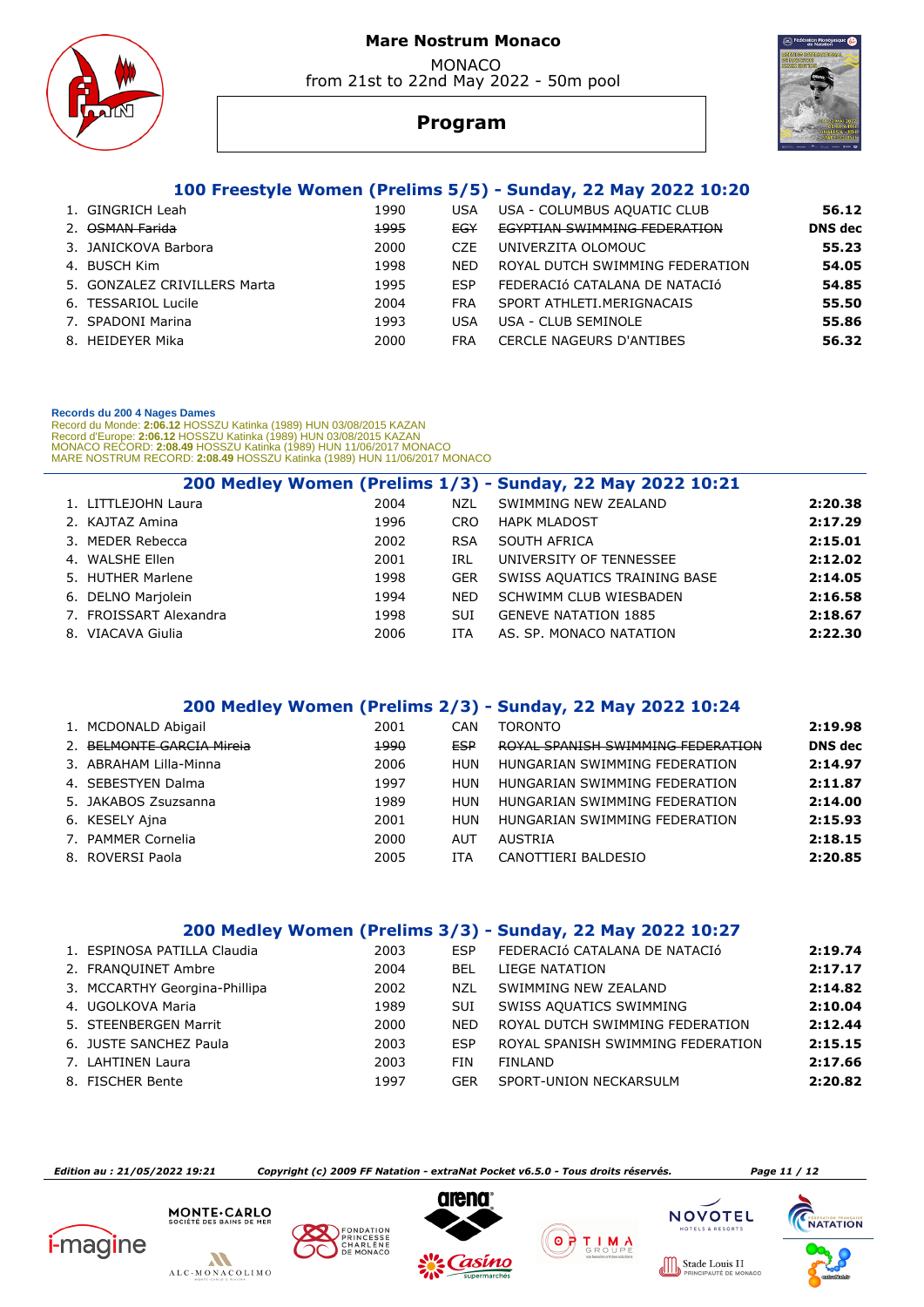# Mare Nostrum Monaco

MONACO
from 21st to 22nd May 2022 - 50m pool

## Program

### 100 Freestyle Women (Prelims 5/5) - Sunday, 22 May 2022 10:20

| # | Name | Year | Nat | Club | Time |
|---|---|---|---|---|---|
| 1. | GINGRICH Leah | 1990 | USA | USA - COLUMBUS AQUATIC CLUB | **56.12** |
| 2. | ~~OSMAN Farida~~ | ~~1995~~ | ~~EGY~~ | ~~EGYPTIAN SWIMMING FEDERATION~~ | **DNS dec** |
| 3. | JANICKOVA Barbora | 2000 | CZE | UNIVERZITA OLOMOUC | **55.23** |
| 4. | BUSCH Kim | 1998 | NED | ROYAL DUTCH SWIMMING FEDERATION | **54.05** |
| 5. | GONZALEZ CRIVILLERS Marta | 1995 | ESP | FEDERACIÓ CATALANA DE NATACIÓ | **54.85** |
| 6. | TESSARIOL Lucile | 2004 | FRA | SPORT ATHLETI.MERIGNACAIS | **55.50** |
| 7. | SPADONI Marina | 1993 | USA | USA - CLUB SEMINOLE | **55.86** |
| 8. | HEIDEYER Mika | 2000 | FRA | CERCLE NAGEURS D'ANTIBES | **56.32** |

**Records du 200 4 Nages Dames**
Record du Monde: **2:06.12** HOSSZU Katinka (1989) HUN 03/08/2015 KAZAN
Record d'Europe: **2:06.12** HOSSZU Katinka (1989) HUN 03/08/2015 KAZAN
MONACO RECORD: **2:08.49** HOSSZU Katinka (1989) HUN 11/06/2017 MONACO
MARE NOSTRUM RECORD: **2:08.49** HOSSZU Katinka (1989) HUN 11/06/2017 MONACO

### 200 Medley Women (Prelims 1/3) - Sunday, 22 May 2022 10:21

| # | Name | Year | Nat | Club | Time |
|---|---|---|---|---|---|
| 1. | LITTLEJOHN Laura | 2004 | NZL | SWIMMING NEW ZEALAND | **2:20.38** |
| 2. | KAJTAZ Amina | 1996 | CRO | HAPK MLADOST | **2:17.29** |
| 3. | MEDER Rebecca | 2002 | RSA | SOUTH AFRICA | **2:15.01** |
| 4. | WALSHE Ellen | 2001 | IRL | UNIVERSITY OF TENNESSEE | **2:12.02** |
| 5. | HUTHER Marlene | 1998 | GER | SWISS AQUATICS TRAINING BASE | **2:14.05** |
| 6. | DELNO Marjolein | 1994 | NED | SCHWIMM CLUB WIESBADEN | **2:16.58** |
| 7. | FROISSART Alexandra | 1998 | SUI | GENEVE NATATION 1885 | **2:18.67** |
| 8. | VIACAVA Giulia | 2006 | ITA | AS. SP. MONACO NATATION | **2:22.30** |

### 200 Medley Women (Prelims 2/3) - Sunday, 22 May 2022 10:24

| # | Name | Year | Nat | Club | Time |
|---|---|---|---|---|---|
| 1. | MCDONALD Abigail | 2001 | CAN | TORONTO | **2:19.98** |
| 2. | ~~BELMONTE GARCIA Mireia~~ | ~~1990~~ | ~~ESP~~ | ~~ROYAL SPANISH SWIMMING FEDERATION~~ | **DNS dec** |
| 3. | ABRAHAM Lilla-Minna | 2006 | HUN | HUNGARIAN SWIMMING FEDERATION | **2:14.97** |
| 4. | SEBESTYEN Dalma | 1997 | HUN | HUNGARIAN SWIMMING FEDERATION | **2:11.87** |
| 5. | JAKABOS Zsuzsanna | 1989 | HUN | HUNGARIAN SWIMMING FEDERATION | **2:14.00** |
| 6. | KESELY Ajna | 2001 | HUN | HUNGARIAN SWIMMING FEDERATION | **2:15.93** |
| 7. | PAMMER Cornelia | 2000 | AUT | AUSTRIA | **2:18.15** |
| 8. | ROVERSI Paola | 2005 | ITA | CANOTTIERI BALDESIO | **2:20.85** |

### 200 Medley Women (Prelims 3/3) - Sunday, 22 May 2022 10:27

| # | Name | Year | Nat | Club | Time |
|---|---|---|---|---|---|
| 1. | ESPINOSA PATILLA Claudia | 2003 | ESP | FEDERACIÓ CATALANA DE NATACIÓ | **2:19.74** |
| 2. | FRANQUINET Ambre | 2004 | BEL | LIEGE NATATION | **2:17.17** |
| 3. | MCCARTHY Georgina-Phillipa | 2002 | NZL | SWIMMING NEW ZEALAND | **2:14.82** |
| 4. | UGOLKOVA Maria | 1989 | SUI | SWISS AQUATICS SWIMMING | **2:10.04** |
| 5. | STEENBERGEN Marrit | 2000 | NED | ROYAL DUTCH SWIMMING FEDERATION | **2:12.44** |
| 6. | JUSTE SANCHEZ Paula | 2003 | ESP | ROYAL SPANISH SWIMMING FEDERATION | **2:15.15** |
| 7. | LAHTINEN Laura | 2003 | FIN | FINLAND | **2:17.66** |
| 8. | FISCHER Bente | 1997 | GER | SPORT-UNION NECKARSULM | **2:20.82** |

*Edition au : 21/05/2022 19:21* *Copyright (c) 2009 FF Natation - extraNat Pocket v6.5.0 - Tous droits réservés.*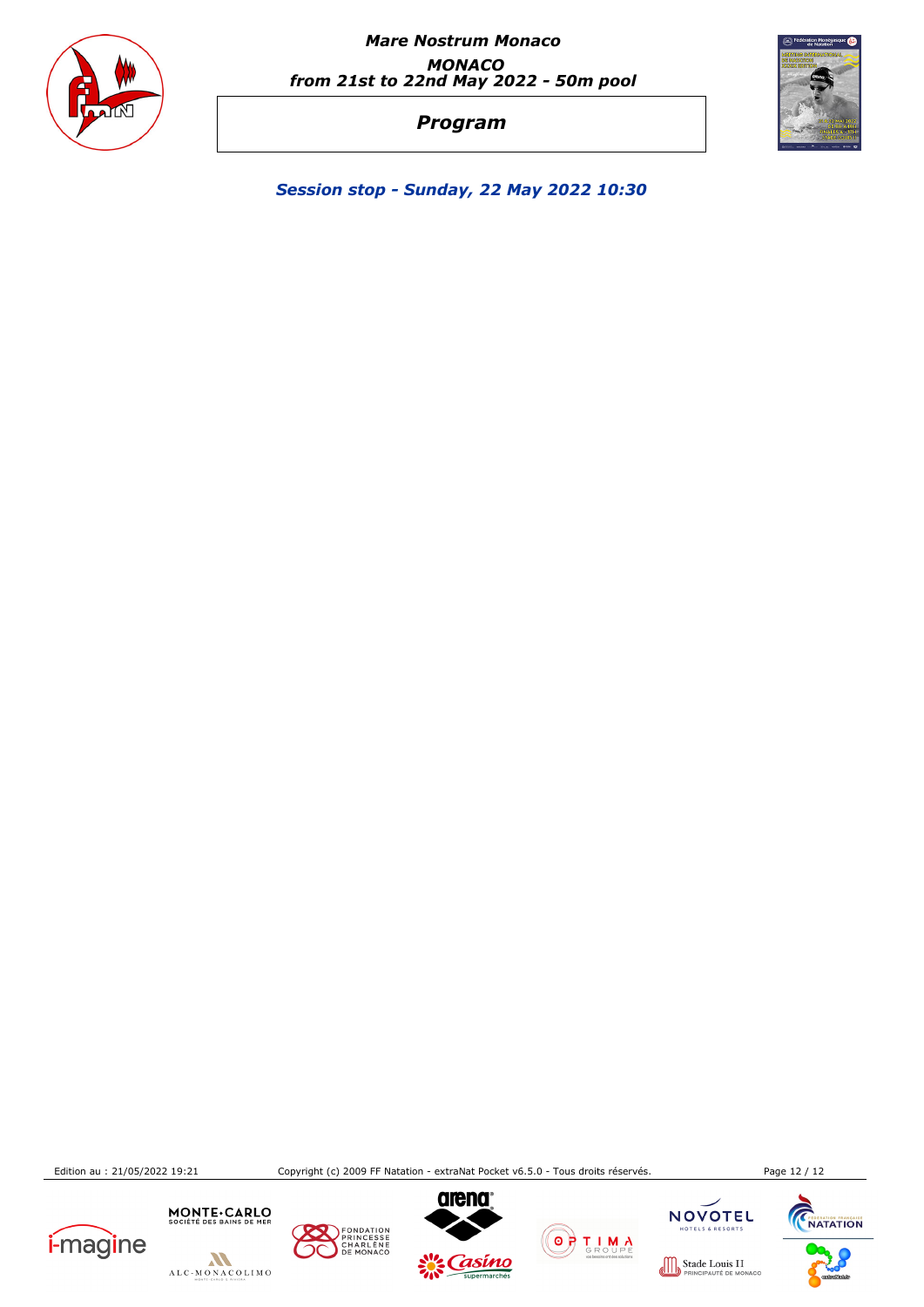# Session stop - Sunday, 22 May 2022 10:30